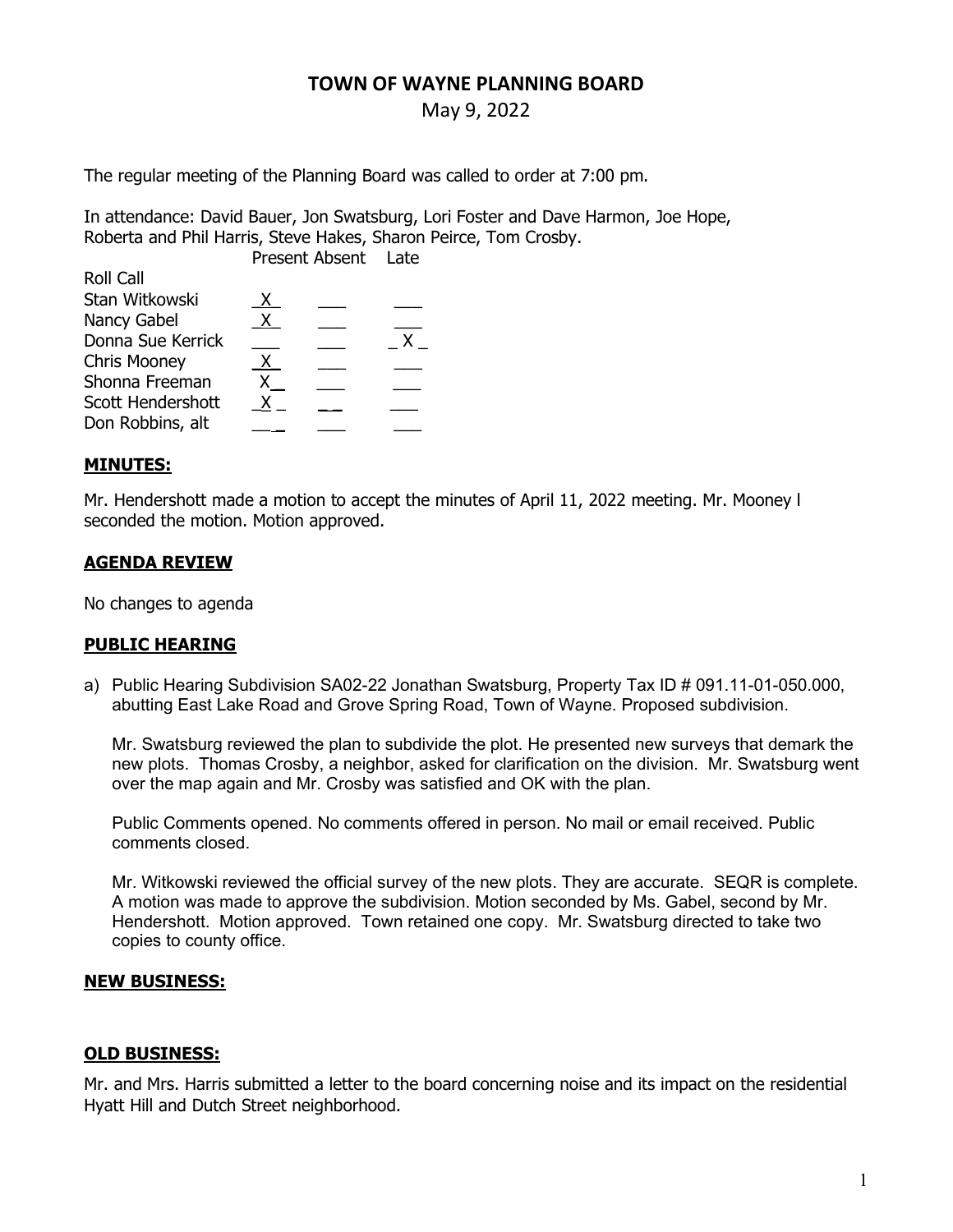# TOWN OF WAYNE PLANNING BOARD

May 9, 2022

The regular meeting of the Planning Board was called to order at 7:00 pm.

In attendance: David Bauer, Jon Swatsburg, Lori Foster and Dave Harmon, Joe Hope, Roberta and Phil Harris, Steve Hakes, Sharon Peirce, Tom Crosby.

| Roll Call | Present | Absent | Late |
|---|---|---|---|
| Stan Witkowski | X | | |
| Nancy Gabel | X | | |
| Donna Sue Kerrick | | | X |
| Chris Mooney | X | | |
| Shonna Freeman | X | | |
| Scott Hendershott | X | | |
| Don Robbins, alt | | | |

## MINUTES:

Mr. Hendershott made a motion to accept the minutes of April 11, 2022 meeting. Mr. Mooney l seconded the motion. Motion approved.

## AGENDA REVIEW

No changes to agenda

## PUBLIC HEARING

a) Public Hearing Subdivision SA02-22 Jonathan Swatsburg, Property Tax ID # 091.11-01-050.000, abutting East Lake Road and Grove Spring Road, Town of Wayne. Proposed subdivision.

   Mr. Swatsburg reviewed the plan to subdivide the plot. He presented new surveys that demark the new plots. Thomas Crosby, a neighbor, asked for clarification on the division. Mr. Swatsburg went over the map again and Mr. Crosby was satisfied and OK with the plan.

   Public Comments opened. No comments offered in person. No mail or email received. Public comments closed.

   Mr. Witkowski reviewed the official survey of the new plots. They are accurate. SEQR is complete. A motion was made to approve the subdivision. Motion seconded by Ms. Gabel, second by Mr. Hendershott. Motion approved. Town retained one copy. Mr. Swatsburg directed to take two copies to county office.

## NEW BUSINESS:

## OLD BUSINESS:

Mr. and Mrs. Harris submitted a letter to the board concerning noise and its impact on the residential Hyatt Hill and Dutch Street neighborhood.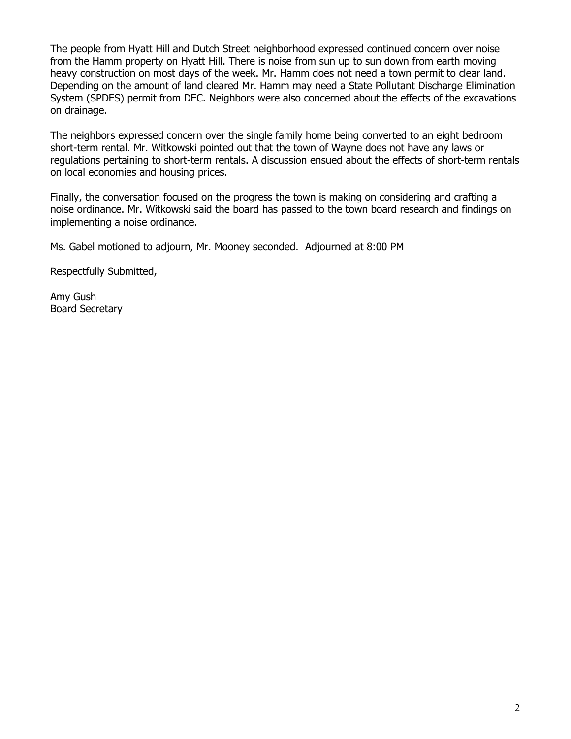The people from Hyatt Hill and Dutch Street neighborhood expressed continued concern over noise from the Hamm property on Hyatt Hill. There is noise from sun up to sun down from earth moving heavy construction on most days of the week. Mr. Hamm does not need a town permit to clear land. Depending on the amount of land cleared Mr. Hamm may need a State Pollutant Discharge Elimination System (SPDES) permit from DEC. Neighbors were also concerned about the effects of the excavations on drainage.

The neighbors expressed concern over the single family home being converted to an eight bedroom short-term rental. Mr. Witkowski pointed out that the town of Wayne does not have any laws or regulations pertaining to short-term rentals. A discussion ensued about the effects of short-term rentals on local economies and housing prices.

Finally, the conversation focused on the progress the town is making on considering and crafting a noise ordinance. Mr. Witkowski said the board has passed to the town board research and findings on implementing a noise ordinance.

Ms. Gabel motioned to adjourn, Mr. Mooney seconded. Adjourned at 8:00 PM

Respectfully Submitted,

Amy Gush
Board Secretary